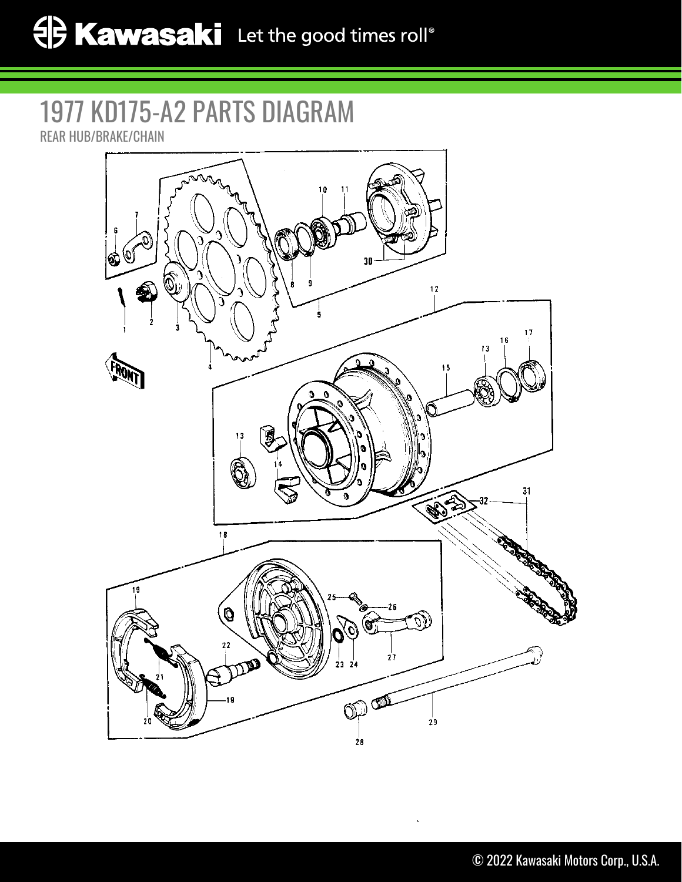# 1977 KD175-A2 PARTS DIAGRAM

REAR HUB/BRAKE/CHAIN

© 2022 Kawasaki Motors Corp., U.S.A.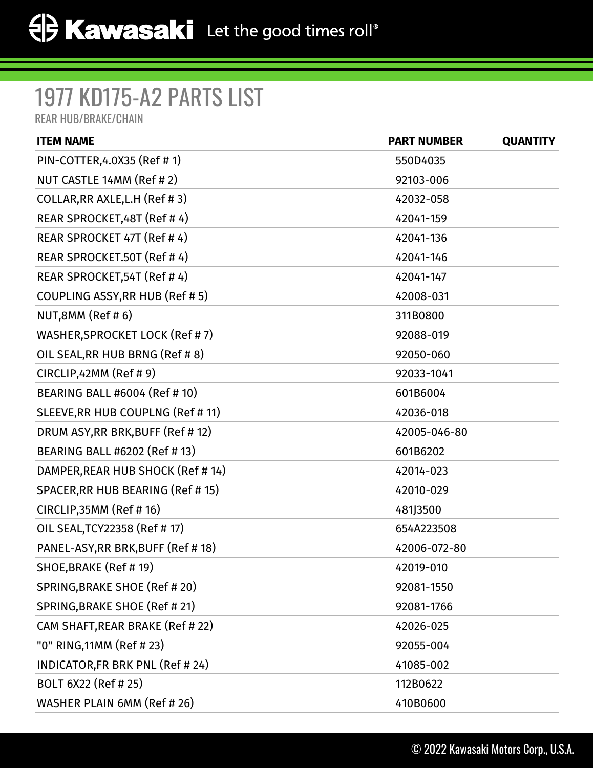# 1977 KD175-A2 PARTS LIST

REAR HUB/BRAKE/CHAIN

| ITEM NAME | PART NUMBER | QUANTITY |
| --- | --- | --- |
| PIN-COTTER,4.0X35 (Ref # 1) | 550D4035 | |
| NUT CASTLE 14MM (Ref # 2) | 92103-006 | |
| COLLAR,RR AXLE,L.H (Ref # 3) | 42032-058 | |
| REAR SPROCKET,48T (Ref # 4) | 42041-159 | |
| REAR SPROCKET 47T (Ref # 4) | 42041-136 | |
| REAR SPROCKET.50T (Ref # 4) | 42041-146 | |
| REAR SPROCKET,54T (Ref # 4) | 42041-147 | |
| COUPLING ASSY,RR HUB (Ref # 5) | 42008-031 | |
| NUT,8MM (Ref # 6) | 311B0800 | |
| WASHER,SPROCKET LOCK (Ref # 7) | 92088-019 | |
| OIL SEAL,RR HUB BRNG (Ref # 8) | 92050-060 | |
| CIRCLIP,42MM (Ref # 9) | 92033-1041 | |
| BEARING BALL #6004 (Ref # 10) | 601B6004 | |
| SLEEVE,RR HUB COUPLNG (Ref # 11) | 42036-018 | |
| DRUM ASY,RR BRK,BUFF (Ref # 12) | 42005-046-80 | |
| BEARING BALL #6202 (Ref # 13) | 601B6202 | |
| DAMPER,REAR HUB SHOCK (Ref # 14) | 42014-023 | |
| SPACER,RR HUB BEARING (Ref # 15) | 42010-029 | |
| CIRCLIP,35MM (Ref # 16) | 481J3500 | |
| OIL SEAL,TCY22358 (Ref # 17) | 654A223508 | |
| PANEL-ASY,RR BRK,BUFF (Ref # 18) | 42006-072-80 | |
| SHOE,BRAKE (Ref # 19) | 42019-010 | |
| SPRING,BRAKE SHOE (Ref # 20) | 92081-1550 | |
| SPRING,BRAKE SHOE (Ref # 21) | 92081-1766 | |
| CAM SHAFT,REAR BRAKE (Ref # 22) | 42026-025 | |
| "0" RING,11MM (Ref # 23) | 92055-004 | |
| INDICATOR,FR BRK PNL (Ref # 24) | 41085-002 | |
| BOLT 6X22 (Ref # 25) | 112B0622 | |
| WASHER PLAIN 6MM (Ref # 26) | 410B0600 | |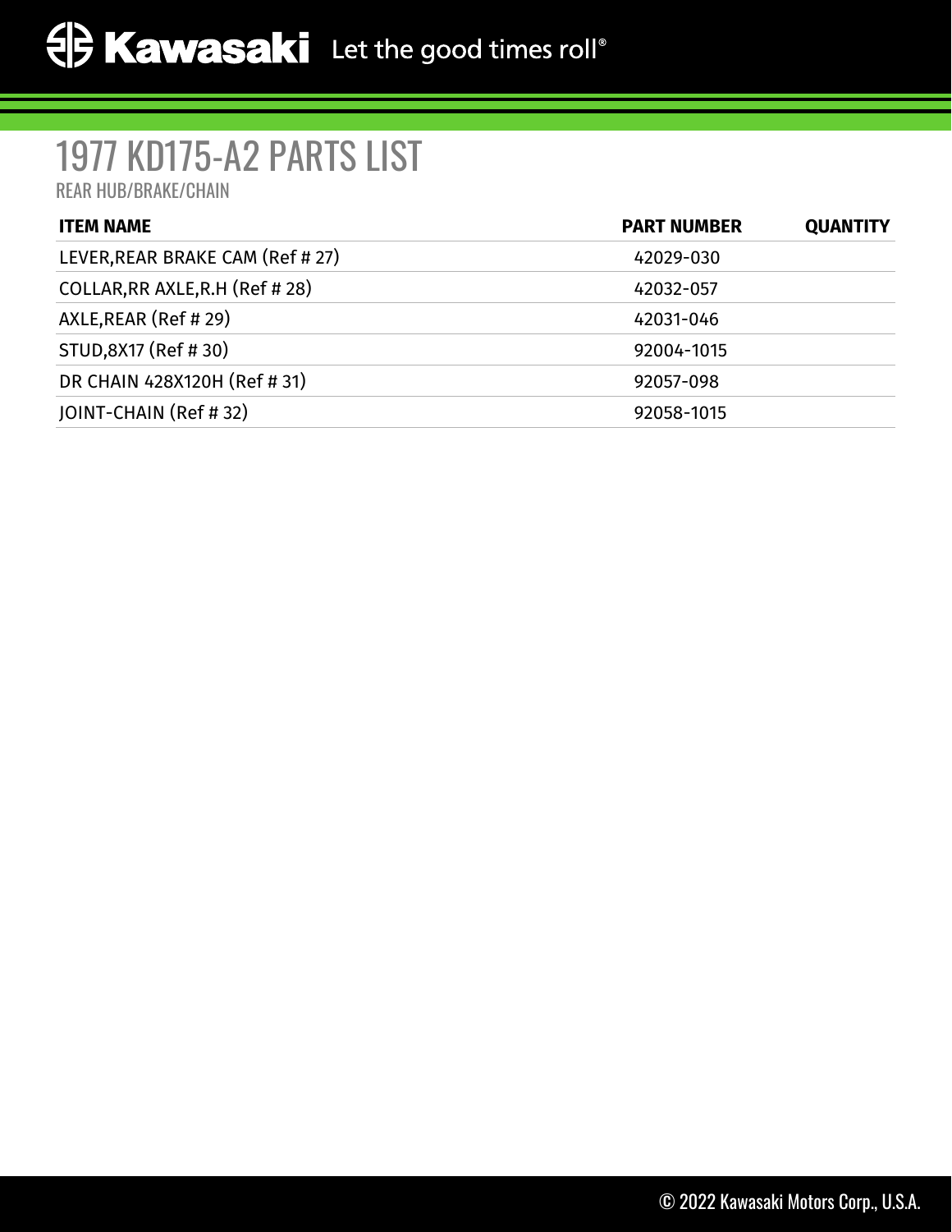# 1977 KD175-A2 PARTS LIST

REAR HUB/BRAKE/CHAIN

| ITEM NAME | PART NUMBER | QUANTITY |
|---|---|---|
| LEVER,REAR BRAKE CAM (Ref # 27) | 42029-030 | |
| COLLAR,RR AXLE,R.H (Ref # 28) | 42032-057 | |
| AXLE,REAR (Ref # 29) | 42031-046 | |
| STUD,8X17 (Ref # 30) | 92004-1015 | |
| DR CHAIN 428X120H (Ref # 31) | 92057-098 | |
| JOINT-CHAIN (Ref # 32) | 92058-1015 | |